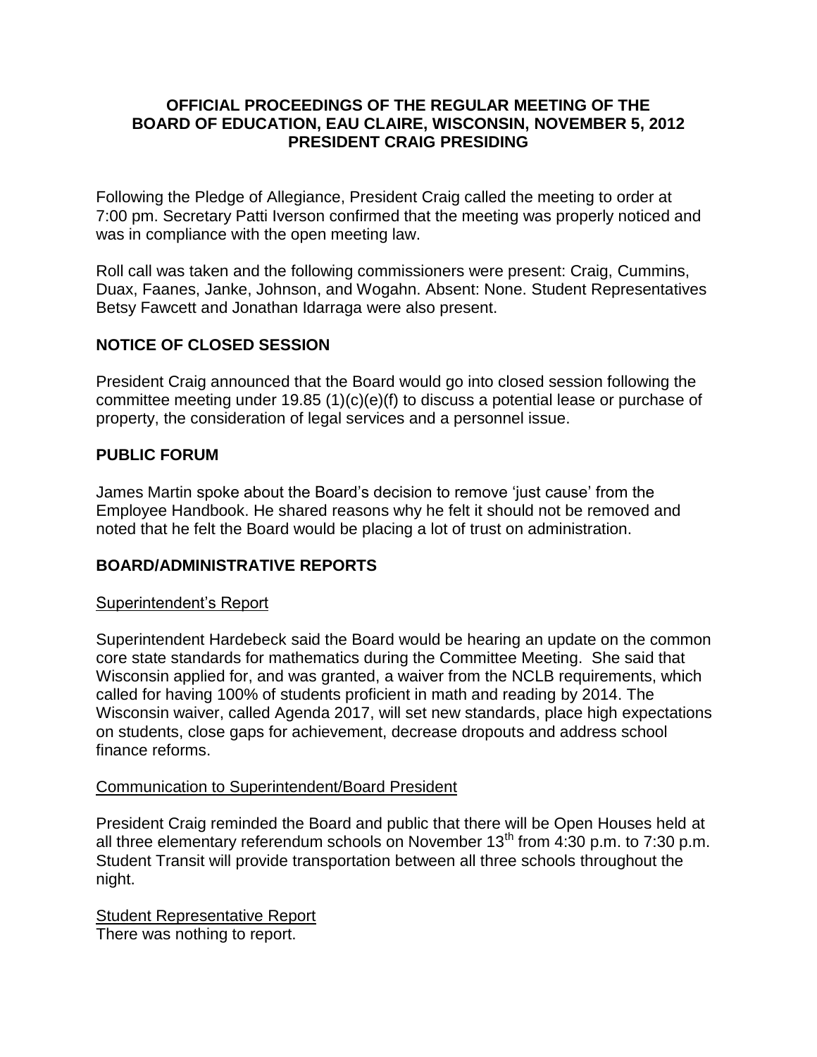# OFFICIAL PROCEEDINGS OF THE REGULAR MEETING OF THE BOARD OF EDUCATION, EAU CLAIRE, WISCONSIN, NOVEMBER 5, 2012 PRESIDENT CRAIG PRESIDING

Following the Pledge of Allegiance, President Craig called the meeting to order at 7:00 pm. Secretary Patti Iverson confirmed that the meeting was properly noticed and was in compliance with the open meeting law.

Roll call was taken and the following commissioners were present: Craig, Cummins, Duax, Faanes, Janke, Johnson, and Wogahn. Absent: None. Student Representatives Betsy Fawcett and Jonathan Idarraga were also present.

## NOTICE OF CLOSED SESSION

President Craig announced that the Board would go into closed session following the committee meeting under 19.85 (1)(c)(e)(f) to discuss a potential lease or purchase of property, the consideration of legal services and a personnel issue.

## PUBLIC FORUM

James Martin spoke about the Board's decision to remove 'just cause' from the Employee Handbook. He shared reasons why he felt it should not be removed and noted that he felt the Board would be placing a lot of trust on administration.

## BOARD/ADMINISTRATIVE REPORTS

### Superintendent's Report

Superintendent Hardebeck said the Board would be hearing an update on the common core state standards for mathematics during the Committee Meeting. She said that Wisconsin applied for, and was granted, a waiver from the NCLB requirements, which called for having 100% of students proficient in math and reading by 2014. The Wisconsin waiver, called Agenda 2017, will set new standards, place high expectations on students, close gaps for achievement, decrease dropouts and address school finance reforms.

### Communication to Superintendent/Board President

President Craig reminded the Board and public that there will be Open Houses held at all three elementary referendum schools on November 13th from 4:30 p.m. to 7:30 p.m. Student Transit will provide transportation between all three schools throughout the night.

### Student Representative Report

There was nothing to report.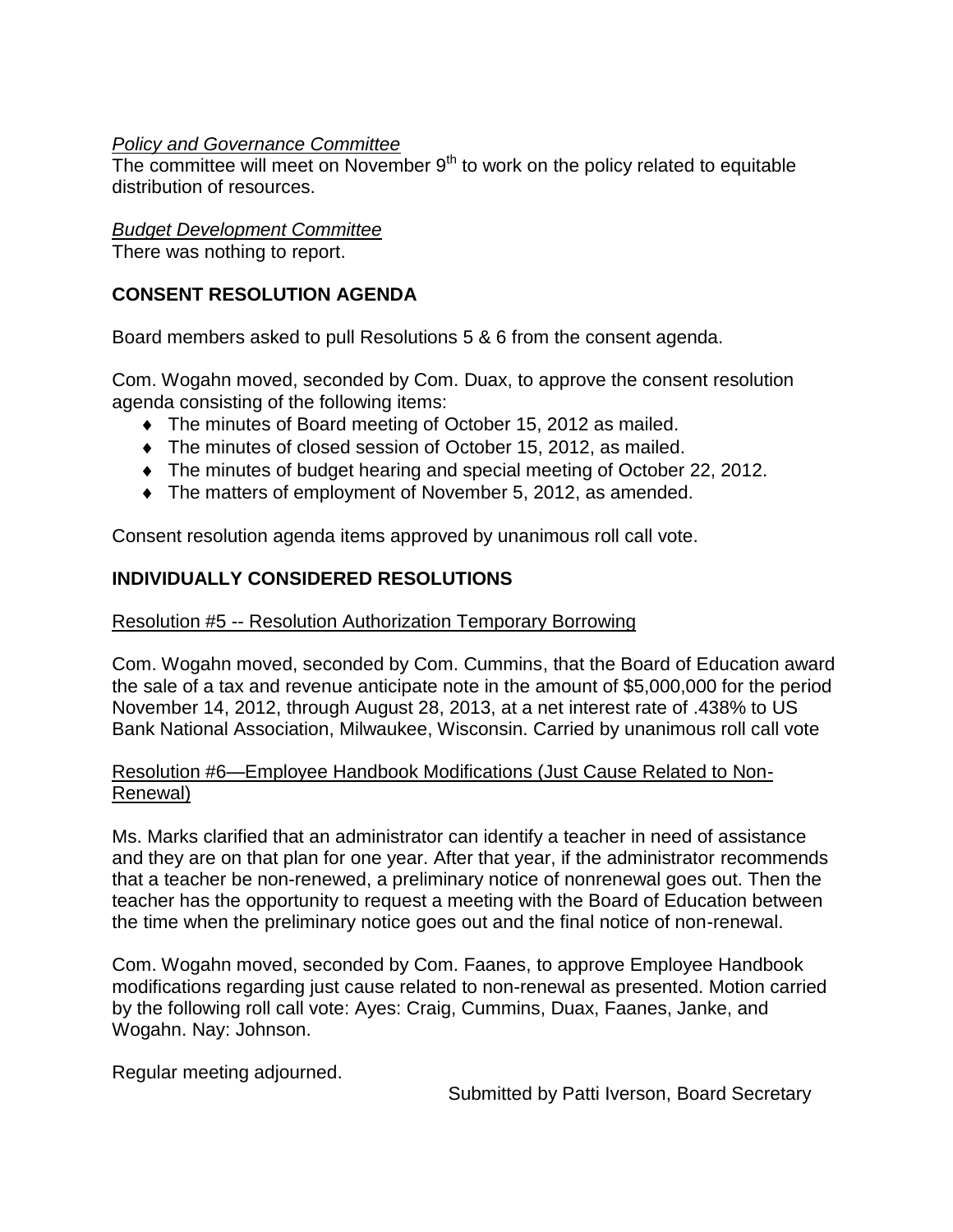*Policy and Governance Committee*

The committee will meet on November 9th to work on the policy related to equitable distribution of resources.

*Budget Development Committee*

There was nothing to report.

## CONSENT RESOLUTION AGENDA

Board members asked to pull Resolutions 5 & 6 from the consent agenda.

Com. Wogahn moved, seconded by Com. Duax, to approve the consent resolution agenda consisting of the following items:

- The minutes of Board meeting of October 15, 2012 as mailed.
- The minutes of closed session of October 15, 2012, as mailed.
- The minutes of budget hearing and special meeting of October 22, 2012.
- The matters of employment of November 5, 2012, as amended.

Consent resolution agenda items approved by unanimous roll call vote.

## INDIVIDUALLY CONSIDERED RESOLUTIONS

Resolution #5 -- Resolution Authorization Temporary Borrowing

Com. Wogahn moved, seconded by Com. Cummins, that the Board of Education award the sale of a tax and revenue anticipate note in the amount of $5,000,000 for the period November 14, 2012, through August 28, 2013, at a net interest rate of .438% to US Bank National Association, Milwaukee, Wisconsin. Carried by unanimous roll call vote

Resolution #6—Employee Handbook Modifications (Just Cause Related to Non-Renewal)

Ms. Marks clarified that an administrator can identify a teacher in need of assistance and they are on that plan for one year. After that year, if the administrator recommends that a teacher be non-renewed, a preliminary notice of nonrenewal goes out. Then the teacher has the opportunity to request a meeting with the Board of Education between the time when the preliminary notice goes out and the final notice of non-renewal.

Com. Wogahn moved, seconded by Com. Faanes, to approve Employee Handbook modifications regarding just cause related to non-renewal as presented. Motion carried by the following roll call vote: Ayes: Craig, Cummins, Duax, Faanes, Janke, and Wogahn. Nay: Johnson.

Regular meeting adjourned.

Submitted by Patti Iverson, Board Secretary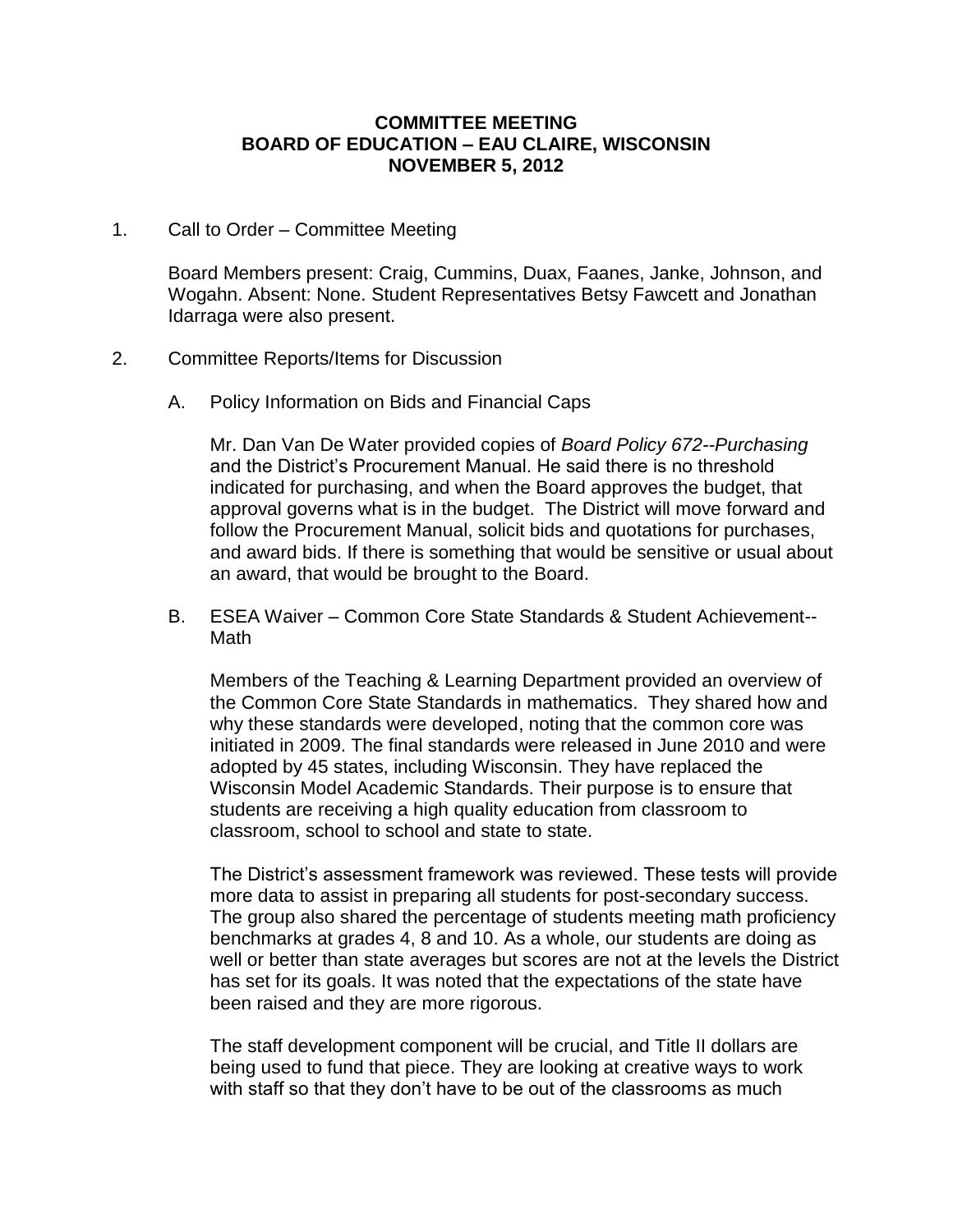**COMMITTEE MEETING**
**BOARD OF EDUCATION – EAU CLAIRE, WISCONSIN**
**NOVEMBER 5, 2012**

1. Call to Order – Committee Meeting

   Board Members present: Craig, Cummins, Duax, Faanes, Janke, Johnson, and Wogahn. Absent: None. Student Representatives Betsy Fawcett and Jonathan Idarraga were also present.

2. Committee Reports/Items for Discussion

   A. Policy Information on Bids and Financial Caps

      Mr. Dan Van De Water provided copies of *Board Policy 672--Purchasing* and the District's Procurement Manual. He said there is no threshold indicated for purchasing, and when the Board approves the budget, that approval governs what is in the budget. The District will move forward and follow the Procurement Manual, solicit bids and quotations for purchases, and award bids. If there is something that would be sensitive or usual about an award, that would be brought to the Board.

   B. ESEA Waiver – Common Core State Standards & Student Achievement--Math

      Members of the Teaching & Learning Department provided an overview of the Common Core State Standards in mathematics. They shared how and why these standards were developed, noting that the common core was initiated in 2009. The final standards were released in June 2010 and were adopted by 45 states, including Wisconsin. They have replaced the Wisconsin Model Academic Standards. Their purpose is to ensure that students are receiving a high quality education from classroom to classroom, school to school and state to state.

      The District's assessment framework was reviewed. These tests will provide more data to assist in preparing all students for post-secondary success. The group also shared the percentage of students meeting math proficiency benchmarks at grades 4, 8 and 10. As a whole, our students are doing as well or better than state averages but scores are not at the levels the District has set for its goals. It was noted that the expectations of the state have been raised and they are more rigorous.

      The staff development component will be crucial, and Title II dollars are being used to fund that piece. They are looking at creative ways to work with staff so that they don't have to be out of the classrooms as much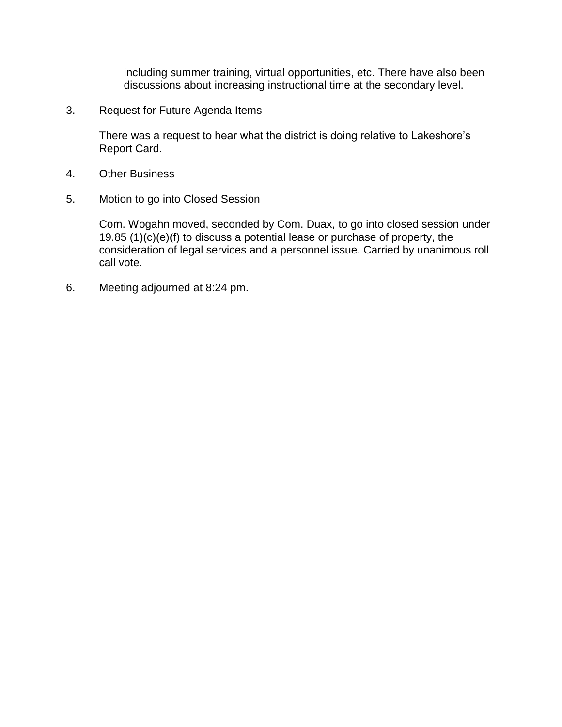including summer training, virtual opportunities, etc. There have also been discussions about increasing instructional time at the secondary level.

3. Request for Future Agenda Items

   There was a request to hear what the district is doing relative to Lakeshore's Report Card.

4. Other Business

5. Motion to go into Closed Session

   Com. Wogahn moved, seconded by Com. Duax, to go into closed session under 19.85 (1)(c)(e)(f) to discuss a potential lease or purchase of property, the consideration of legal services and a personnel issue. Carried by unanimous roll call vote.

6. Meeting adjourned at 8:24 pm.